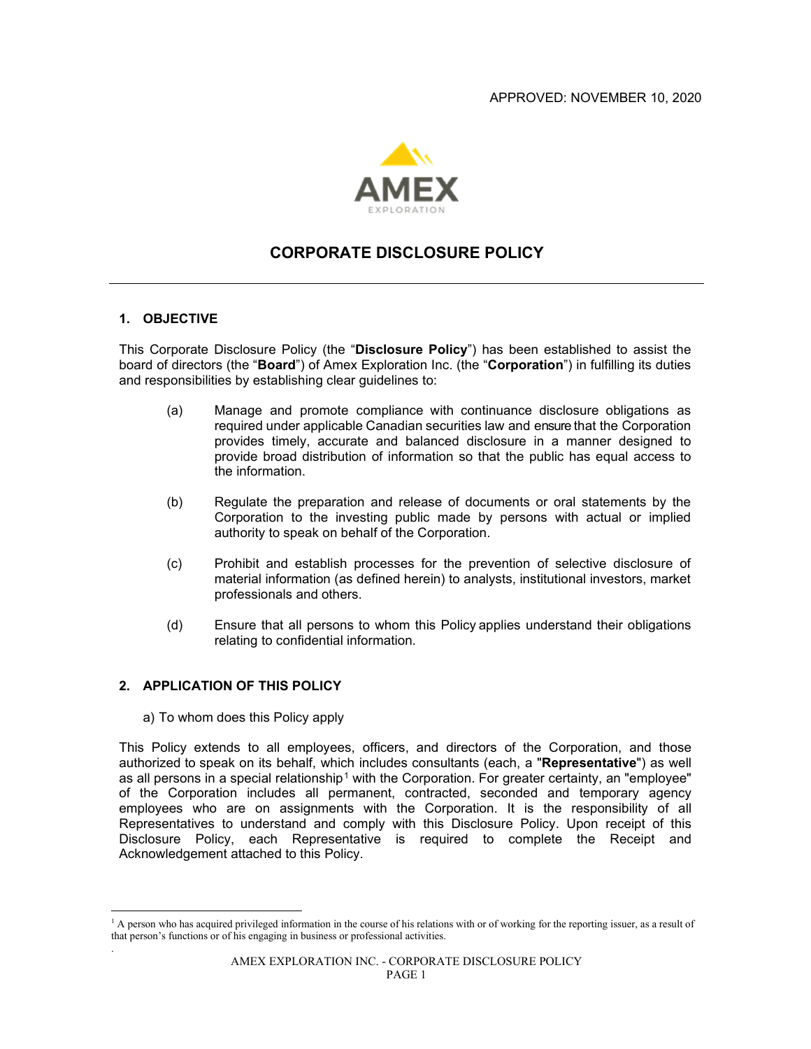APPROVED: NOVEMBER 10, 2020

AMEX EXPLORATION

# CORPORATE DISCLOSURE POLICY

---

## 1. OBJECTIVE

This Corporate Disclosure Policy (the "**Disclosure Policy**") has been established to assist the board of directors (the "**Board**") of Amex Exploration Inc. (the "**Corporation**") in fulfilling its duties and responsibilities by establishing clear guidelines to:

(a) Manage and promote compliance with continuance disclosure obligations as required under applicable Canadian securities law and ensure that the Corporation provides timely, accurate and balanced disclosure in a manner designed to provide broad distribution of information so that the public has equal access to the information.

(b) Regulate the preparation and release of documents or oral statements by the Corporation to the investing public made by persons with actual or implied authority to speak on behalf of the Corporation.

(c) Prohibit and establish processes for the prevention of selective disclosure of material information (as defined herein) to analysts, institutional investors, market professionals and others.

(d) Ensure that all persons to whom this Policy applies understand their obligations relating to confidential information.

## 2. APPLICATION OF THIS POLICY

a) To whom does this Policy apply

This Policy extends to all employees, officers, and directors of the Corporation, and those authorized to speak on its behalf, which includes consultants (each, a "**Representative**") as well as all persons in a special relationship[1] with the Corporation. For greater certainty, an "employee" of the Corporation includes all permanent, contracted, seconded and temporary agency employees who are on assignments with the Corporation. It is the responsibility of all Representatives to understand and comply with this Disclosure Policy. Upon receipt of this Disclosure Policy, each Representative is required to complete the Receipt and Acknowledgement attached to this Policy.

---

[1] A person who has acquired privileged information in the course of his relations with or of working for the reporting issuer, as a result of that person's functions or of his engaging in business or professional activities.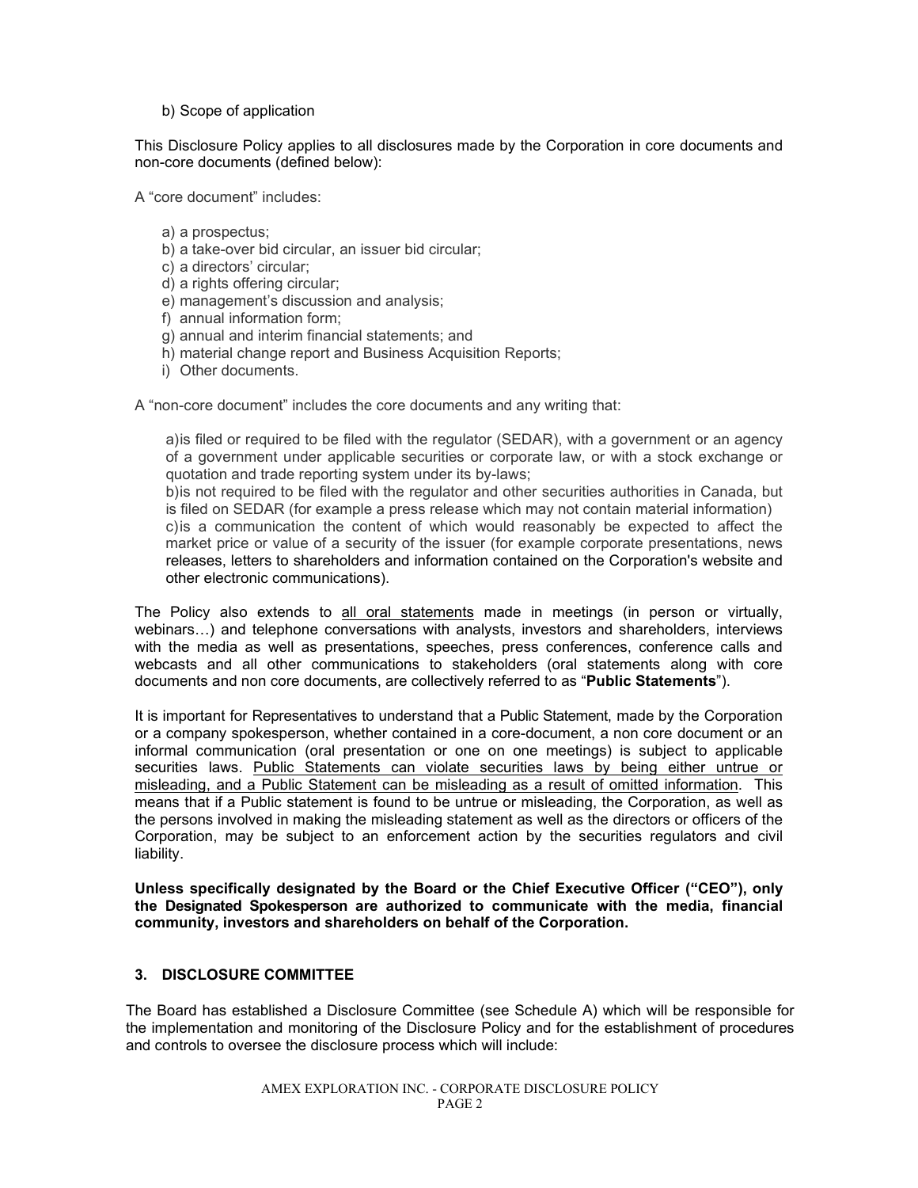b) Scope of application

This Disclosure Policy applies to all disclosures made by the Corporation in core documents and non-core documents (defined below):

A "core document" includes:

a) a prospectus;
b) a take-over bid circular, an issuer bid circular;
c) a directors' circular;
d) a rights offering circular;
e) management's discussion and analysis;
f) annual information form;
g) annual and interim financial statements; and
h) material change report and Business Acquisition Reports;
i) Other documents.

A "non-core document" includes the core documents and any writing that:

a)is filed or required to be filed with the regulator (SEDAR), with a government or an agency of a government under applicable securities or corporate law, or with a stock exchange or quotation and trade reporting system under its by-laws;
b)is not required to be filed with the regulator and other securities authorities in Canada, but is filed on SEDAR (for example a press release which may not contain material information)
c)is a communication the content of which would reasonably be expected to affect the market price or value of a security of the issuer (for example corporate presentations, news releases, letters to shareholders and information contained on the Corporation's website and other electronic communications).

The Policy also extends to all oral statements made in meetings (in person or virtually, webinars…) and telephone conversations with analysts, investors and shareholders, interviews with the media as well as presentations, speeches, press conferences, conference calls and webcasts and all other communications to stakeholders (oral statements along with core documents and non core documents, are collectively referred to as "**Public Statements**").

It is important for Representatives to understand that a Public Statement, made by the Corporation or a company spokesperson, whether contained in a core-document, a non core document or an informal communication (oral presentation or one on one meetings) is subject to applicable securities laws. Public Statements can violate securities laws by being either untrue or misleading, and a Public Statement can be misleading as a result of omitted information. This means that if a Public statement is found to be untrue or misleading, the Corporation, as well as the persons involved in making the misleading statement as well as the directors or officers of the Corporation, may be subject to an enforcement action by the securities regulators and civil liability.

**Unless specifically designated by the Board or the Chief Executive Officer ("CEO"), only the Designated Spokesperson are authorized to communicate with the media, financial community, investors and shareholders on behalf of the Corporation.**

## 3. DISCLOSURE COMMITTEE

The Board has established a Disclosure Committee (see Schedule A) which will be responsible for the implementation and monitoring of the Disclosure Policy and for the establishment of procedures and controls to oversee the disclosure process which will include: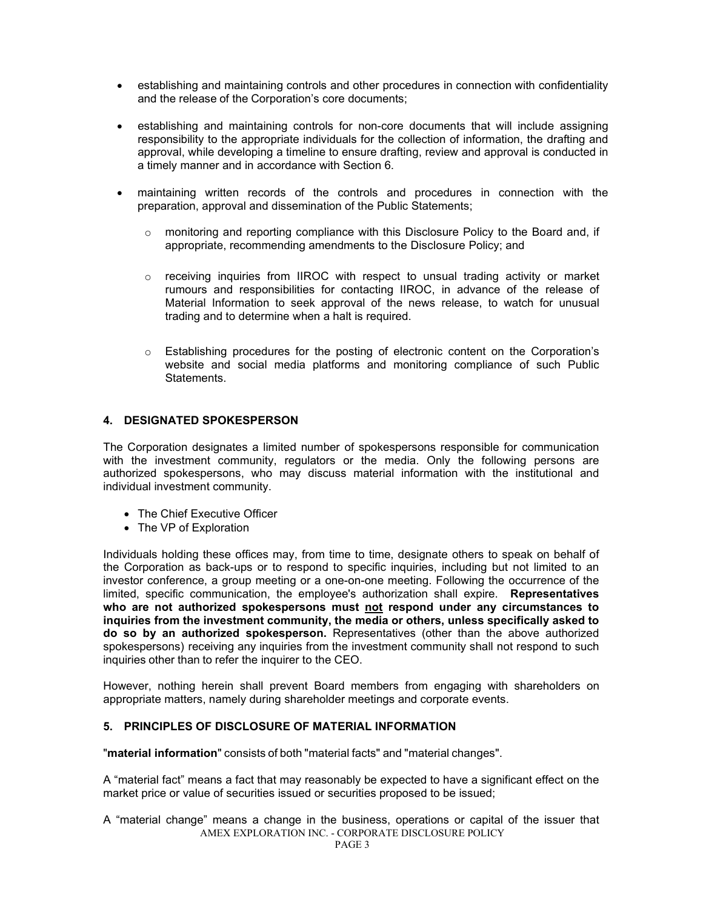- establishing and maintaining controls and other procedures in connection with confidentiality and the release of the Corporation's core documents;

- establishing and maintaining controls for non-core documents that will include assigning responsibility to the appropriate individuals for the collection of information, the drafting and approval, while developing a timeline to ensure drafting, review and approval is conducted in a timely manner and in accordance with Section 6.

- maintaining written records of the controls and procedures in connection with the preparation, approval and dissemination of the Public Statements;

  - monitoring and reporting compliance with this Disclosure Policy to the Board and, if appropriate, recommending amendments to the Disclosure Policy; and

  - receiving inquiries from IIROC with respect to unusual trading activity or market rumours and responsibilities for contacting IIROC, in advance of the release of Material Information to seek approval of the news release, to watch for unusual trading and to determine when a halt is required.

  - Establishing procedures for the posting of electronic content on the Corporation's website and social media platforms and monitoring compliance of such Public Statements.

## 4. DESIGNATED SPOKESPERSON

The Corporation designates a limited number of spokespersons responsible for communication with the investment community, regulators or the media. Only the following persons are authorized spokespersons, who may discuss material information with the institutional and individual investment community.

- The Chief Executive Officer
- The VP of Exploration

Individuals holding these offices may, from time to time, designate others to speak on behalf of the Corporation as back-ups or to respond to specific inquiries, including but not limited to an investor conference, a group meeting or a one-on-one meeting. Following the occurrence of the limited, specific communication, the employee's authorization shall expire. **Representatives who are not authorized spokespersons must <u>not</u> respond under any circumstances to inquiries from the investment community, the media or others, unless specifically asked to do so by an authorized spokesperson.** Representatives (other than the above authorized spokespersons) receiving any inquiries from the investment community shall not respond to such inquiries other than to refer the inquirer to the CEO.

However, nothing herein shall prevent Board members from engaging with shareholders on appropriate matters, namely during shareholder meetings and corporate events.

## 5. PRINCIPLES OF DISCLOSURE OF MATERIAL INFORMATION

"**material information**" consists of both "material facts" and "material changes".

A "material fact" means a fact that may reasonably be expected to have a significant effect on the market price or value of securities issued or securities proposed to be issued;

A "material change" means a change in the business, operations or capital of the issuer that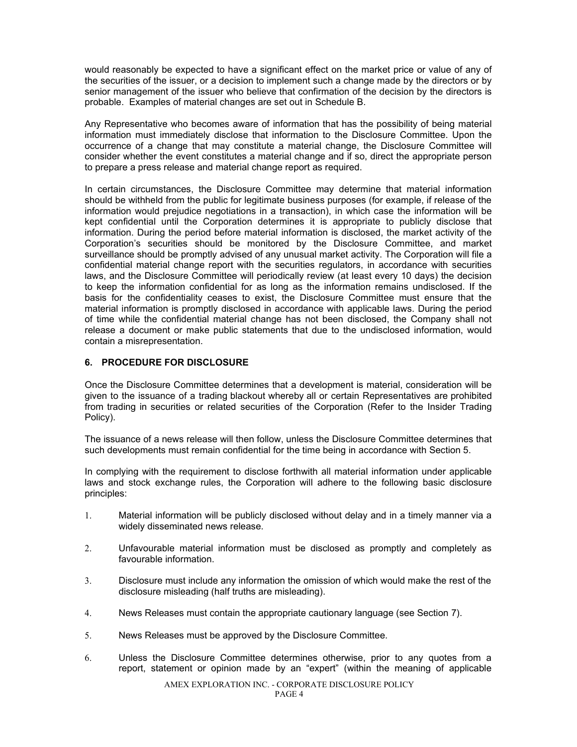would reasonably be expected to have a significant effect on the market price or value of any of the securities of the issuer, or a decision to implement such a change made by the directors or by senior management of the issuer who believe that confirmation of the decision by the directors is probable. Examples of material changes are set out in Schedule B.

Any Representative who becomes aware of information that has the possibility of being material information must immediately disclose that information to the Disclosure Committee. Upon the occurrence of a change that may constitute a material change, the Disclosure Committee will consider whether the event constitutes a material change and if so, direct the appropriate person to prepare a press release and material change report as required.

In certain circumstances, the Disclosure Committee may determine that material information should be withheld from the public for legitimate business purposes (for example, if release of the information would prejudice negotiations in a transaction), in which case the information will be kept confidential until the Corporation determines it is appropriate to publicly disclose that information. During the period before material information is disclosed, the market activity of the Corporation's securities should be monitored by the Disclosure Committee, and market surveillance should be promptly advised of any unusual market activity. The Corporation will file a confidential material change report with the securities regulators, in accordance with securities laws, and the Disclosure Committee will periodically review (at least every 10 days) the decision to keep the information confidential for as long as the information remains undisclosed. If the basis for the confidentiality ceases to exist, the Disclosure Committee must ensure that the material information is promptly disclosed in accordance with applicable laws. During the period of time while the confidential material change has not been disclosed, the Company shall not release a document or make public statements that due to the undisclosed information, would contain a misrepresentation.

## 6. PROCEDURE FOR DISCLOSURE

Once the Disclosure Committee determines that a development is material, consideration will be given to the issuance of a trading blackout whereby all or certain Representatives are prohibited from trading in securities or related securities of the Corporation (Refer to the Insider Trading Policy).

The issuance of a news release will then follow, unless the Disclosure Committee determines that such developments must remain confidential for the time being in accordance with Section 5.

In complying with the requirement to disclose forthwith all material information under applicable laws and stock exchange rules, the Corporation will adhere to the following basic disclosure principles:

1. Material information will be publicly disclosed without delay and in a timely manner via a widely disseminated news release.
2. Unfavourable material information must be disclosed as promptly and completely as favourable information.
3. Disclosure must include any information the omission of which would make the rest of the disclosure misleading (half truths are misleading).
4. News Releases must contain the appropriate cautionary language (see Section 7).
5. News Releases must be approved by the Disclosure Committee.
6. Unless the Disclosure Committee determines otherwise, prior to any quotes from a report, statement or opinion made by an "expert" (within the meaning of applicable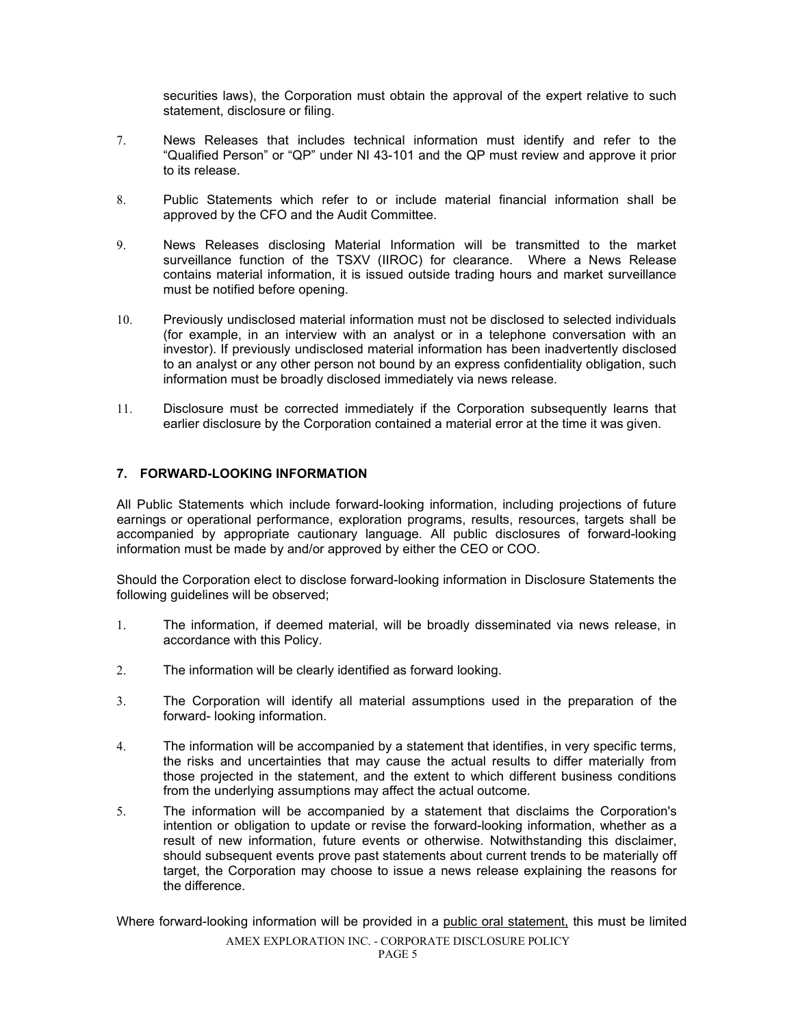securities laws), the Corporation must obtain the approval of the expert relative to such statement, disclosure or filing.

7. News Releases that includes technical information must identify and refer to the "Qualified Person" or "QP" under NI 43-101 and the QP must review and approve it prior to its release.

8. Public Statements which refer to or include material financial information shall be approved by the CFO and the Audit Committee.

9. News Releases disclosing Material Information will be transmitted to the market surveillance function of the TSXV (IIROC) for clearance. Where a News Release contains material information, it is issued outside trading hours and market surveillance must be notified before opening.

10. Previously undisclosed material information must not be disclosed to selected individuals (for example, in an interview with an analyst or in a telephone conversation with an investor). If previously undisclosed material information has been inadvertently disclosed to an analyst or any other person not bound by an express confidentiality obligation, such information must be broadly disclosed immediately via news release.

11. Disclosure must be corrected immediately if the Corporation subsequently learns that earlier disclosure by the Corporation contained a material error at the time it was given.

## 7. FORWARD-LOOKING INFORMATION

All Public Statements which include forward-looking information, including projections of future earnings or operational performance, exploration programs, results, resources, targets shall be accompanied by appropriate cautionary language. All public disclosures of forward-looking information must be made by and/or approved by either the CEO or COO.

Should the Corporation elect to disclose forward-looking information in Disclosure Statements the following guidelines will be observed;

1. The information, if deemed material, will be broadly disseminated via news release, in accordance with this Policy.

2. The information will be clearly identified as forward looking.

3. The Corporation will identify all material assumptions used in the preparation of the forward- looking information.

4. The information will be accompanied by a statement that identifies, in very specific terms, the risks and uncertainties that may cause the actual results to differ materially from those projected in the statement, and the extent to which different business conditions from the underlying assumptions may affect the actual outcome.

5. The information will be accompanied by a statement that disclaims the Corporation's intention or obligation to update or revise the forward-looking information, whether as a result of new information, future events or otherwise. Notwithstanding this disclaimer, should subsequent events prove past statements about current trends to be materially off target, the Corporation may choose to issue a news release explaining the reasons for the difference.

Where forward-looking information will be provided in a <u>public oral statement,</u> this must be limited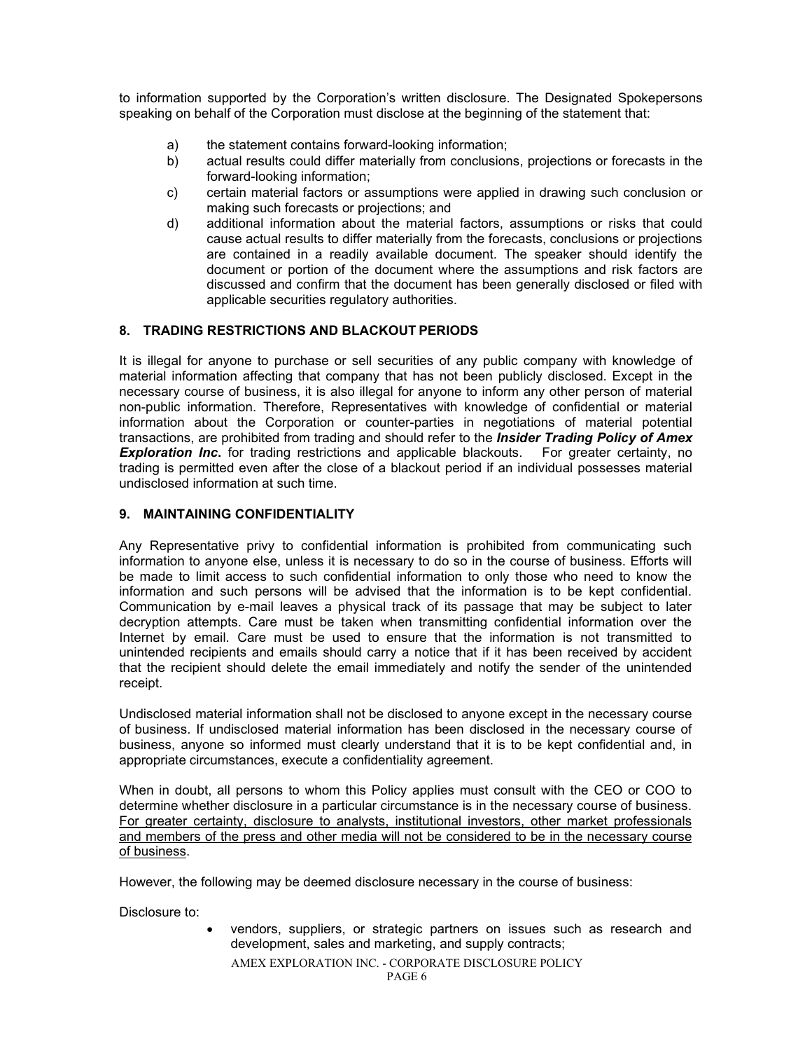to information supported by the Corporation's written disclosure. The Designated Spokepersons speaking on behalf of the Corporation must disclose at the beginning of the statement that:

a) the statement contains forward-looking information;
b) actual results could differ materially from conclusions, projections or forecasts in the forward-looking information;
c) certain material factors or assumptions were applied in drawing such conclusion or making such forecasts or projections; and
d) additional information about the material factors, assumptions or risks that could cause actual results to differ materially from the forecasts, conclusions or projections are contained in a readily available document. The speaker should identify the document or portion of the document where the assumptions and risk factors are discussed and confirm that the document has been generally disclosed or filed with applicable securities regulatory authorities.

## 8. TRADING RESTRICTIONS AND BLACKOUT PERIODS

It is illegal for anyone to purchase or sell securities of any public company with knowledge of material information affecting that company that has not been publicly disclosed. Except in the necessary course of business, it is also illegal for anyone to inform any other person of material non-public information. Therefore, Representatives with knowledge of confidential or material information about the Corporation or counter-parties in negotiations of material potential transactions, are prohibited from trading and should refer to the ***Insider Trading Policy of Amex Exploration Inc.*** for trading restrictions and applicable blackouts. For greater certainty, no trading is permitted even after the close of a blackout period if an individual possesses material undisclosed information at such time.

## 9. MAINTAINING CONFIDENTIALITY

Any Representative privy to confidential information is prohibited from communicating such information to anyone else, unless it is necessary to do so in the course of business. Efforts will be made to limit access to such confidential information to only those who need to know the information and such persons will be advised that the information is to be kept confidential. Communication by e-mail leaves a physical track of its passage that may be subject to later decryption attempts. Care must be taken when transmitting confidential information over the Internet by email. Care must be used to ensure that the information is not transmitted to unintended recipients and emails should carry a notice that if it has been received by accident that the recipient should delete the email immediately and notify the sender of the unintended receipt.

Undisclosed material information shall not be disclosed to anyone except in the necessary course of business. If undisclosed material information has been disclosed in the necessary course of business, anyone so informed must clearly understand that it is to be kept confidential and, in appropriate circumstances, execute a confidentiality agreement.

When in doubt, all persons to whom this Policy applies must consult with the CEO or COO to determine whether disclosure in a particular circumstance is in the necessary course of business. <u>For greater certainty, disclosure to analysts, institutional investors, other market professionals and members of the press and other media will not be considered to be in the necessary course of business</u>.

However, the following may be deemed disclosure necessary in the course of business:

Disclosure to:

- vendors, suppliers, or strategic partners on issues such as research and development, sales and marketing, and supply contracts;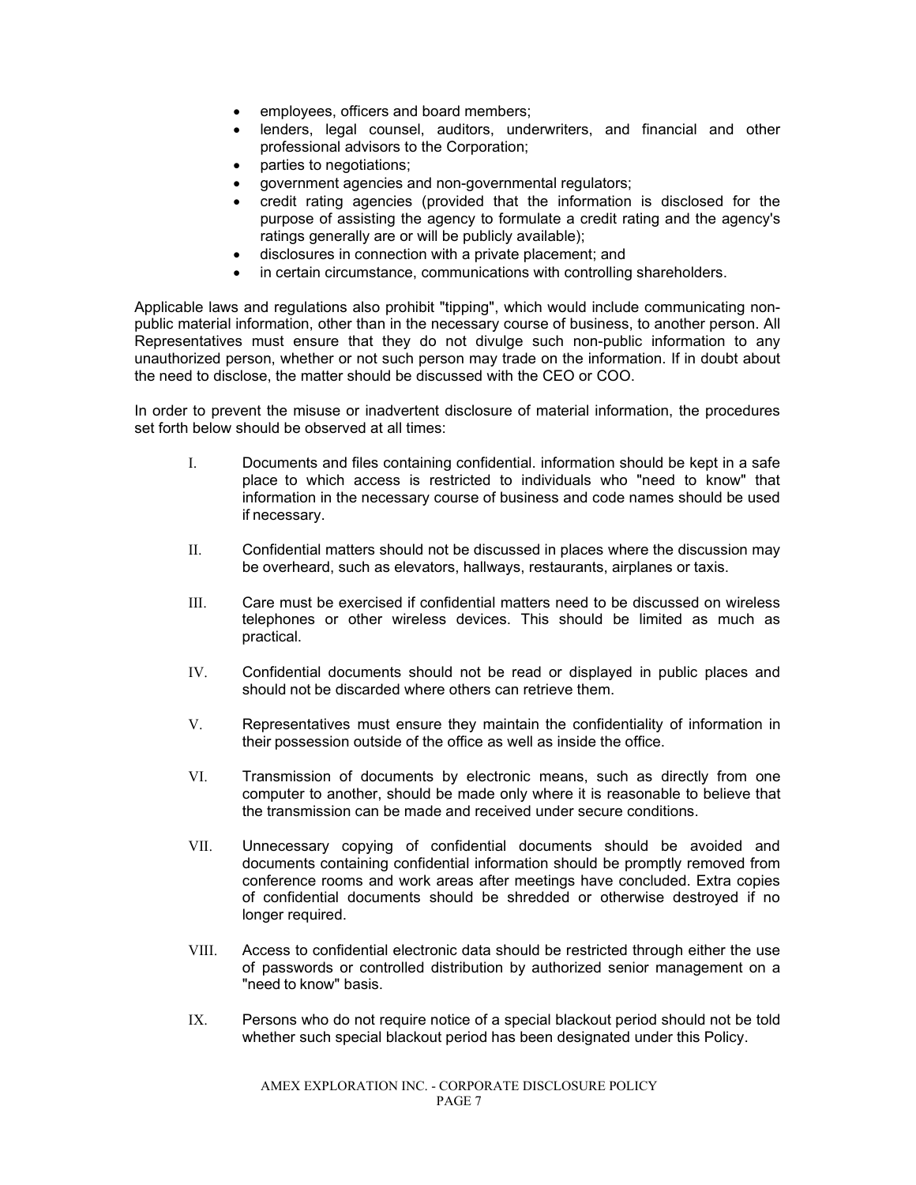- employees, officers and board members;
- lenders, legal counsel, auditors, underwriters, and financial and other professional advisors to the Corporation;
- parties to negotiations;
- government agencies and non-governmental regulators;
- credit rating agencies (provided that the information is disclosed for the purpose of assisting the agency to formulate a credit rating and the agency's ratings generally are or will be publicly available);
- disclosures in connection with a private placement; and
- in certain circumstance, communications with controlling shareholders.

Applicable laws and regulations also prohibit "tipping", which would include communicating non-public material information, other than in the necessary course of business, to another person. All Representatives must ensure that they do not divulge such non-public information to any unauthorized person, whether or not such person may trade on the information. If in doubt about the need to disclose, the matter should be discussed with the CEO or COO.

In order to prevent the misuse or inadvertent disclosure of material information, the procedures set forth below should be observed at all times:

I. Documents and files containing confidential. information should be kept in a safe place to which access is restricted to individuals who "need to know" that information in the necessary course of business and code names should be used if necessary.

II. Confidential matters should not be discussed in places where the discussion may be overheard, such as elevators, hallways, restaurants, airplanes or taxis.

III. Care must be exercised if confidential matters need to be discussed on wireless telephones or other wireless devices. This should be limited as much as practical.

IV. Confidential documents should not be read or displayed in public places and should not be discarded where others can retrieve them.

V. Representatives must ensure they maintain the confidentiality of information in their possession outside of the office as well as inside the office.

VI. Transmission of documents by electronic means, such as directly from one computer to another, should be made only where it is reasonable to believe that the transmission can be made and received under secure conditions.

VII. Unnecessary copying of confidential documents should be avoided and documents containing confidential information should be promptly removed from conference rooms and work areas after meetings have concluded. Extra copies of confidential documents should be shredded or otherwise destroyed if no longer required.

VIII. Access to confidential electronic data should be restricted through either the use of passwords or controlled distribution by authorized senior management on a "need to know" basis.

IX. Persons who do not require notice of a special blackout period should not be told whether such special blackout period has been designated under this Policy.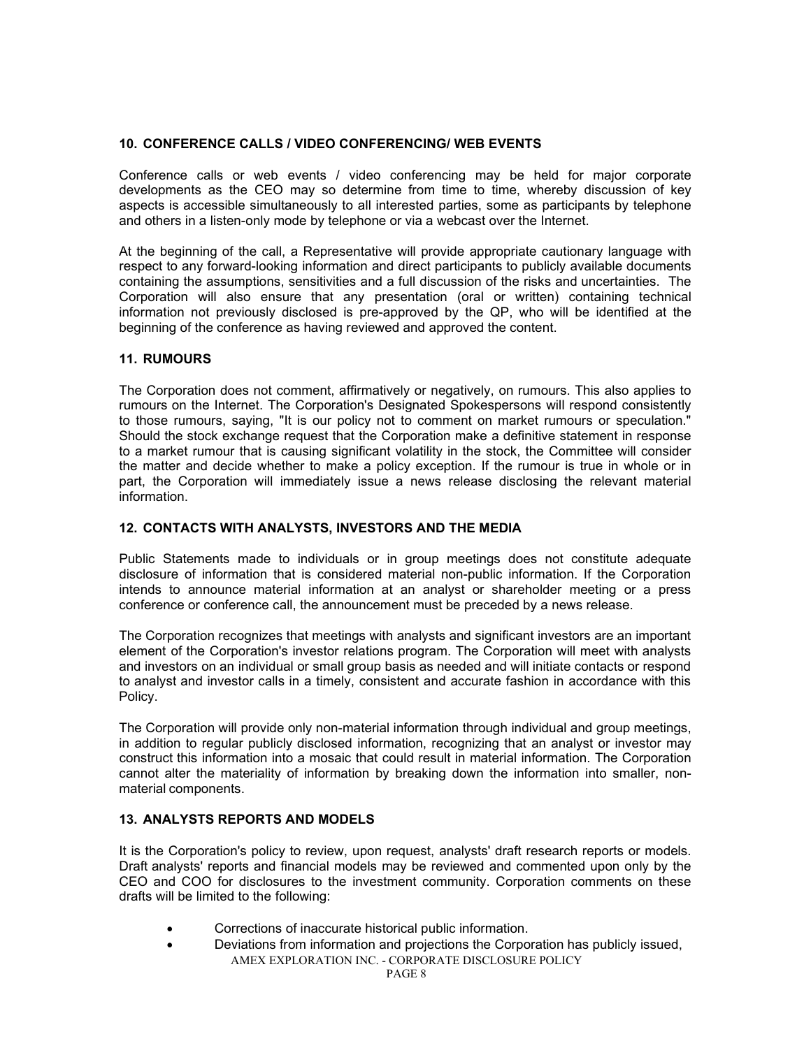## 10. CONFERENCE CALLS / VIDEO CONFERENCING/ WEB EVENTS

Conference calls or web events / video conferencing may be held for major corporate developments as the CEO may so determine from time to time, whereby discussion of key aspects is accessible simultaneously to all interested parties, some as participants by telephone and others in a listen-only mode by telephone or via a webcast over the Internet.

At the beginning of the call, a Representative will provide appropriate cautionary language with respect to any forward-looking information and direct participants to publicly available documents containing the assumptions, sensitivities and a full discussion of the risks and uncertainties. The Corporation will also ensure that any presentation (oral or written) containing technical information not previously disclosed is pre-approved by the QP, who will be identified at the beginning of the conference as having reviewed and approved the content.

## 11. RUMOURS

The Corporation does not comment, affirmatively or negatively, on rumours. This also applies to rumours on the Internet. The Corporation's Designated Spokespersons will respond consistently to those rumours, saying, "It is our policy not to comment on market rumours or speculation." Should the stock exchange request that the Corporation make a definitive statement in response to a market rumour that is causing significant volatility in the stock, the Committee will consider the matter and decide whether to make a policy exception. If the rumour is true in whole or in part, the Corporation will immediately issue a news release disclosing the relevant material information.

## 12. CONTACTS WITH ANALYSTS, INVESTORS AND THE MEDIA

Public Statements made to individuals or in group meetings does not constitute adequate disclosure of information that is considered material non-public information. If the Corporation intends to announce material information at an analyst or shareholder meeting or a press conference or conference call, the announcement must be preceded by a news release.

The Corporation recognizes that meetings with analysts and significant investors are an important element of the Corporation's investor relations program. The Corporation will meet with analysts and investors on an individual or small group basis as needed and will initiate contacts or respond to analyst and investor calls in a timely, consistent and accurate fashion in accordance with this Policy.

The Corporation will provide only non-material information through individual and group meetings, in addition to regular publicly disclosed information, recognizing that an analyst or investor may construct this information into a mosaic that could result in material information. The Corporation cannot alter the materiality of information by breaking down the information into smaller, non-material components.

## 13. ANALYSTS REPORTS AND MODELS

It is the Corporation's policy to review, upon request, analysts' draft research reports or models. Draft analysts' reports and financial models may be reviewed and commented upon only by the CEO and COO for disclosures to the investment community. Corporation comments on these drafts will be limited to the following:

- Corrections of inaccurate historical public information.
- Deviations from information and projections the Corporation has publicly issued,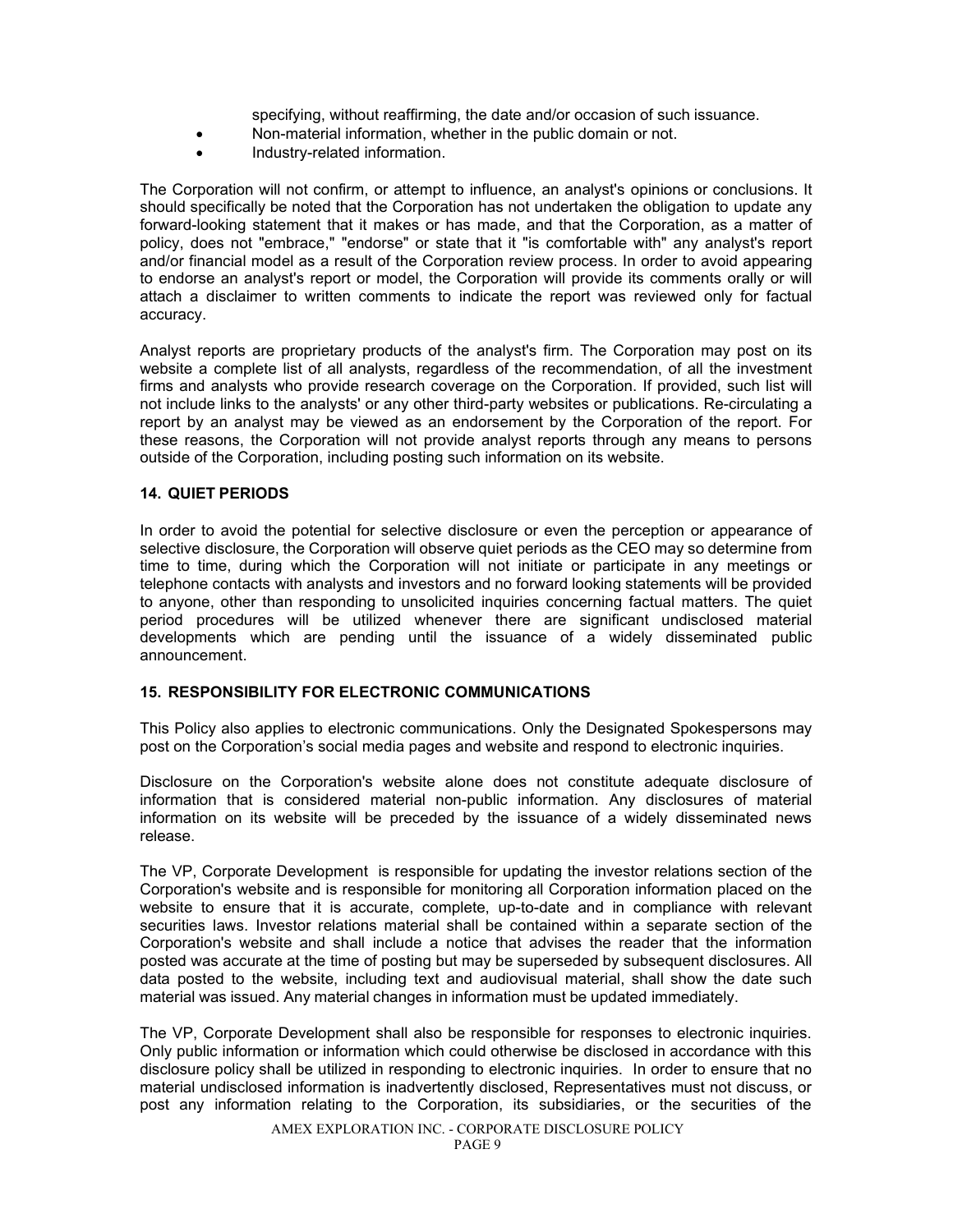specifying, without reaffirming, the date and/or occasion of such issuance.

- Non-material information, whether in the public domain or not.
- Industry-related information.

The Corporation will not confirm, or attempt to influence, an analyst's opinions or conclusions. It should specifically be noted that the Corporation has not undertaken the obligation to update any forward-looking statement that it makes or has made, and that the Corporation, as a matter of policy, does not "embrace," "endorse" or state that it "is comfortable with" any analyst's report and/or financial model as a result of the Corporation review process. In order to avoid appearing to endorse an analyst's report or model, the Corporation will provide its comments orally or will attach a disclaimer to written comments to indicate the report was reviewed only for factual accuracy.

Analyst reports are proprietary products of the analyst's firm. The Corporation may post on its website a complete list of all analysts, regardless of the recommendation, of all the investment firms and analysts who provide research coverage on the Corporation. If provided, such list will not include links to the analysts' or any other third-party websites or publications. Re-circulating a report by an analyst may be viewed as an endorsement by the Corporation of the report. For these reasons, the Corporation will not provide analyst reports through any means to persons outside of the Corporation, including posting such information on its website.

### 14. QUIET PERIODS

In order to avoid the potential for selective disclosure or even the perception or appearance of selective disclosure, the Corporation will observe quiet periods as the CEO may so determine from time to time, during which the Corporation will not initiate or participate in any meetings or telephone contacts with analysts and investors and no forward looking statements will be provided to anyone, other than responding to unsolicited inquiries concerning factual matters. The quiet period procedures will be utilized whenever there are significant undisclosed material developments which are pending until the issuance of a widely disseminated public announcement.

### 15. RESPONSIBILITY FOR ELECTRONIC COMMUNICATIONS

This Policy also applies to electronic communications. Only the Designated Spokespersons may post on the Corporation's social media pages and website and respond to electronic inquiries.

Disclosure on the Corporation's website alone does not constitute adequate disclosure of information that is considered material non-public information. Any disclosures of material information on its website will be preceded by the issuance of a widely disseminated news release.

The VP, Corporate Development is responsible for updating the investor relations section of the Corporation's website and is responsible for monitoring all Corporation information placed on the website to ensure that it is accurate, complete, up-to-date and in compliance with relevant securities laws. Investor relations material shall be contained within a separate section of the Corporation's website and shall include a notice that advises the reader that the information posted was accurate at the time of posting but may be superseded by subsequent disclosures. All data posted to the website, including text and audiovisual material, shall show the date such material was issued. Any material changes in information must be updated immediately.

The VP, Corporate Development shall also be responsible for responses to electronic inquiries. Only public information or information which could otherwise be disclosed in accordance with this disclosure policy shall be utilized in responding to electronic inquiries. In order to ensure that no material undisclosed information is inadvertently disclosed, Representatives must not discuss, or post any information relating to the Corporation, its subsidiaries, or the securities of the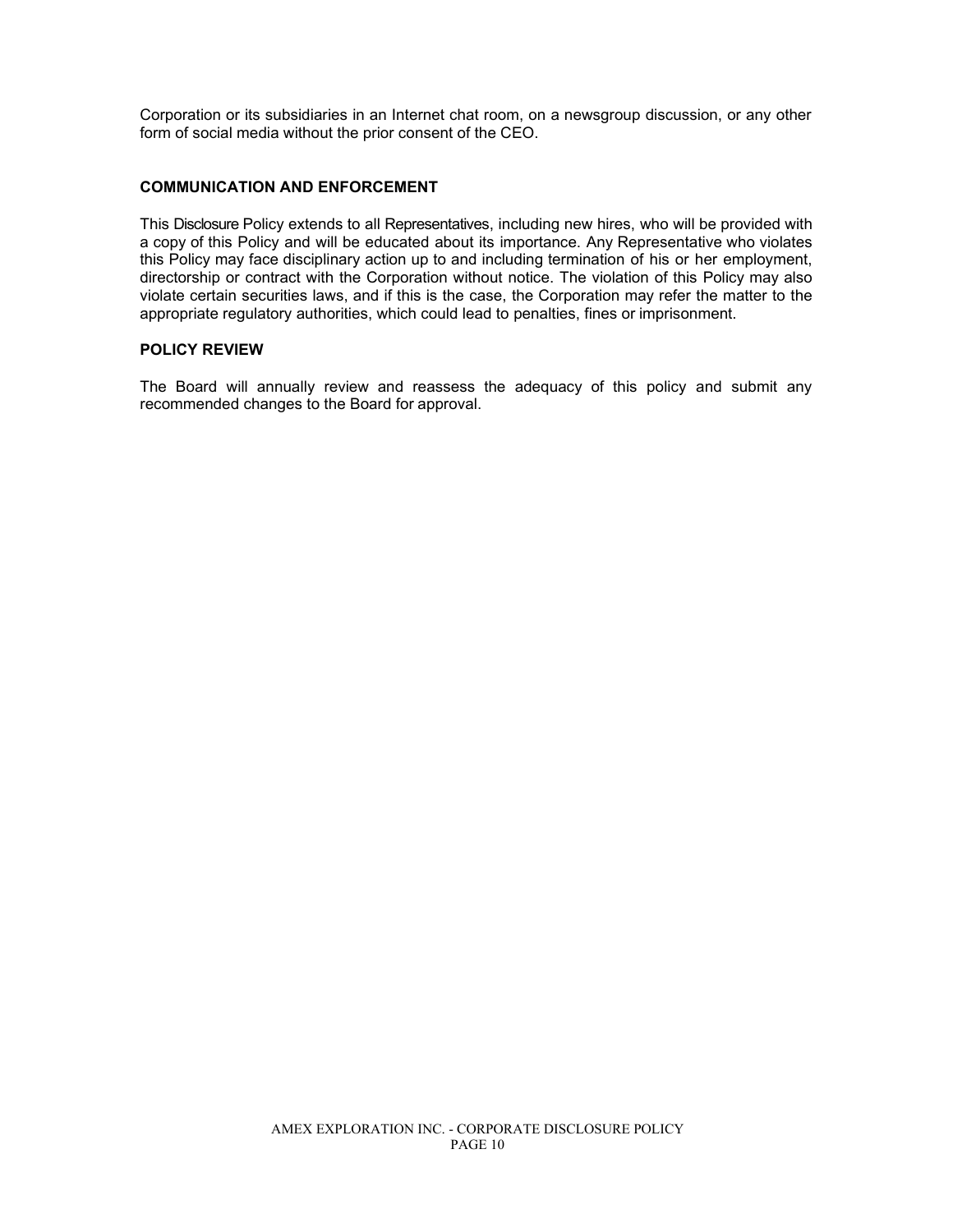Corporation or its subsidiaries in an Internet chat room, on a newsgroup discussion, or any other form of social media without the prior consent of the CEO.

## COMMUNICATION AND ENFORCEMENT

This Disclosure Policy extends to all Representatives, including new hires, who will be provided with a copy of this Policy and will be educated about its importance. Any Representative who violates this Policy may face disciplinary action up to and including termination of his or her employment, directorship or contract with the Corporation without notice. The violation of this Policy may also violate certain securities laws, and if this is the case, the Corporation may refer the matter to the appropriate regulatory authorities, which could lead to penalties, fines or imprisonment.

## POLICY REVIEW

The Board will annually review and reassess the adequacy of this policy and submit any recommended changes to the Board for approval.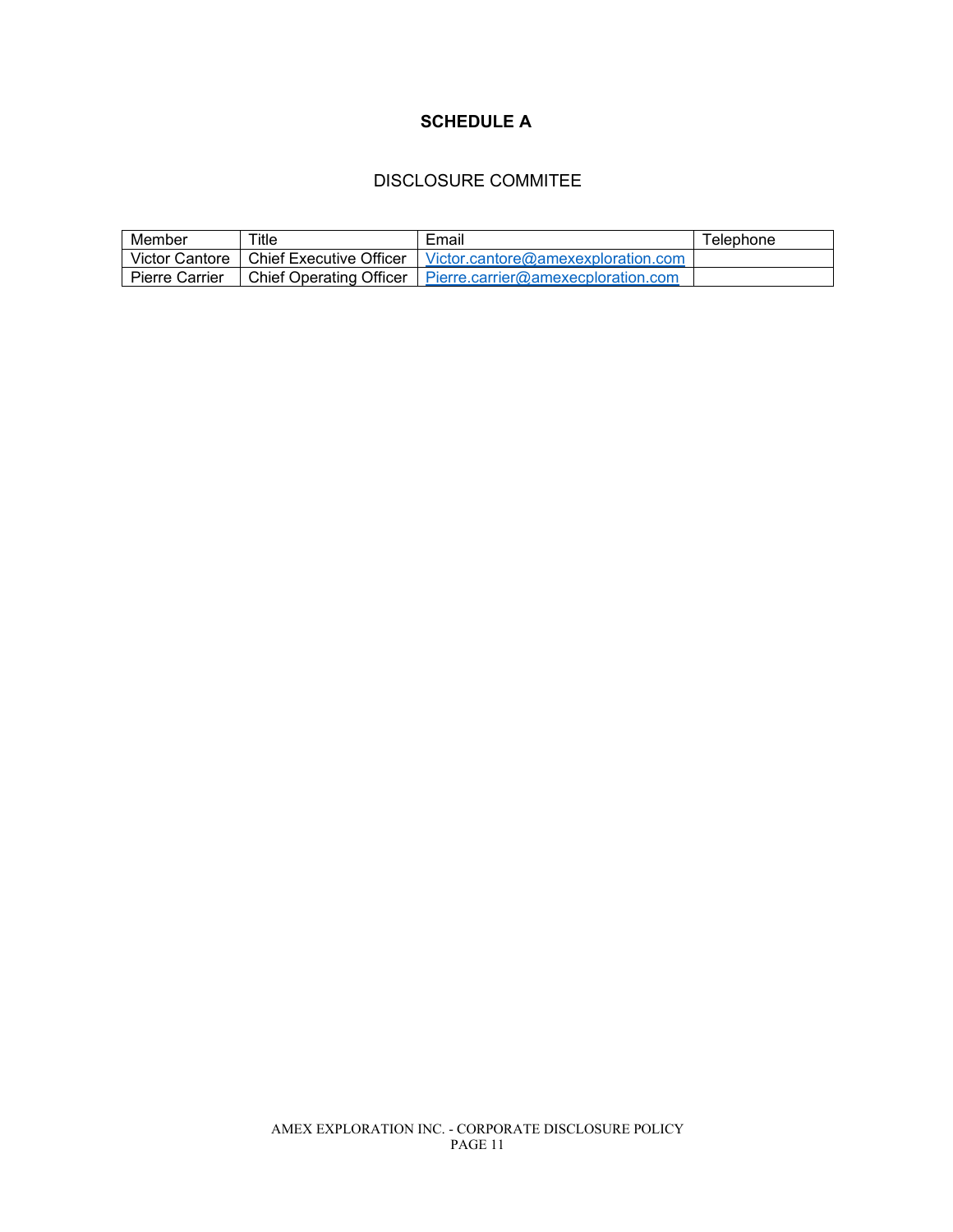# SCHEDULE A

## DISCLOSURE COMMITEE

| Member | Title | Email | Telephone |
| --- | --- | --- | --- |
| Victor Cantore | Chief Executive Officer | Victor.cantore@amexexploration.com | |
| Pierre Carrier | Chief Operating Officer | Pierre.carrier@amexecploration.com | |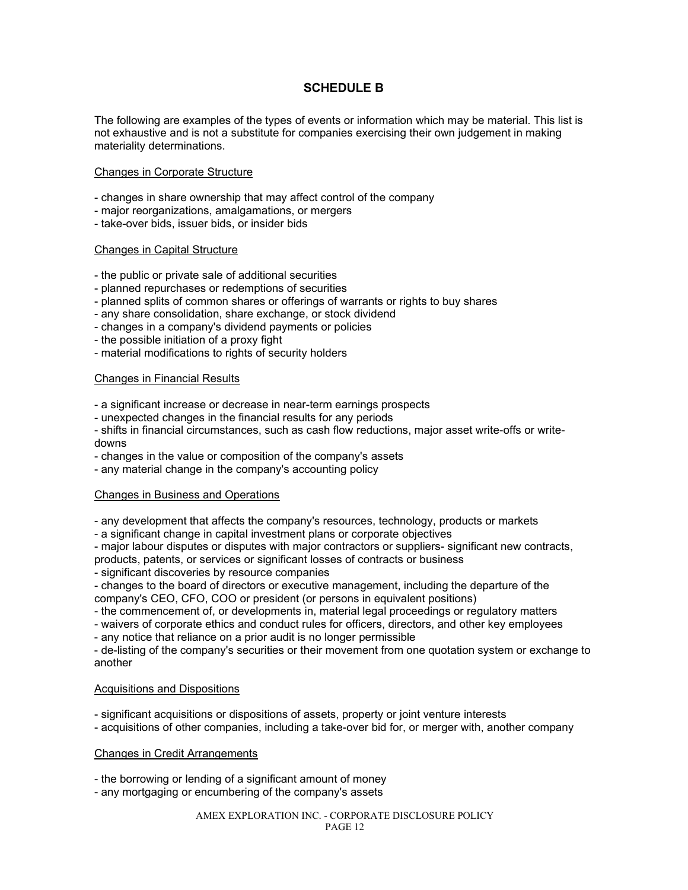## SCHEDULE B

The following are examples of the types of events or information which may be material. This list is not exhaustive and is not a substitute for companies exercising their own judgement in making materiality determinations.

<u>Changes in Corporate Structure</u>

- changes in share ownership that may affect control of the company
- major reorganizations, amalgamations, or mergers
- take-over bids, issuer bids, or insider bids

<u>Changes in Capital Structure</u>

- the public or private sale of additional securities
- planned repurchases or redemptions of securities
- planned splits of common shares or offerings of warrants or rights to buy shares
- any share consolidation, share exchange, or stock dividend
- changes in a company's dividend payments or policies
- the possible initiation of a proxy fight
- material modifications to rights of security holders

<u>Changes in Financial Results</u>

- a significant increase or decrease in near-term earnings prospects
- unexpected changes in the financial results for any periods
- shifts in financial circumstances, such as cash flow reductions, major asset write-offs or write-downs
- changes in the value or composition of the company's assets
- any material change in the company's accounting policy

<u>Changes in Business and Operations</u>

- any development that affects the company's resources, technology, products or markets
- a significant change in capital investment plans or corporate objectives
- major labour disputes or disputes with major contractors or suppliers- significant new contracts, products, patents, or services or significant losses of contracts or business
- significant discoveries by resource companies
- changes to the board of directors or executive management, including the departure of the company's CEO, CFO, COO or president (or persons in equivalent positions)
- the commencement of, or developments in, material legal proceedings or regulatory matters
- waivers of corporate ethics and conduct rules for officers, directors, and other key employees
- any notice that reliance on a prior audit is no longer permissible
- de-listing of the company's securities or their movement from one quotation system or exchange to another

<u>Acquisitions and Dispositions</u>

- significant acquisitions or dispositions of assets, property or joint venture interests
- acquisitions of other companies, including a take-over bid for, or merger with, another company

<u>Changes in Credit Arrangements</u>

- the borrowing or lending of a significant amount of money
- any mortgaging or encumbering of the company's assets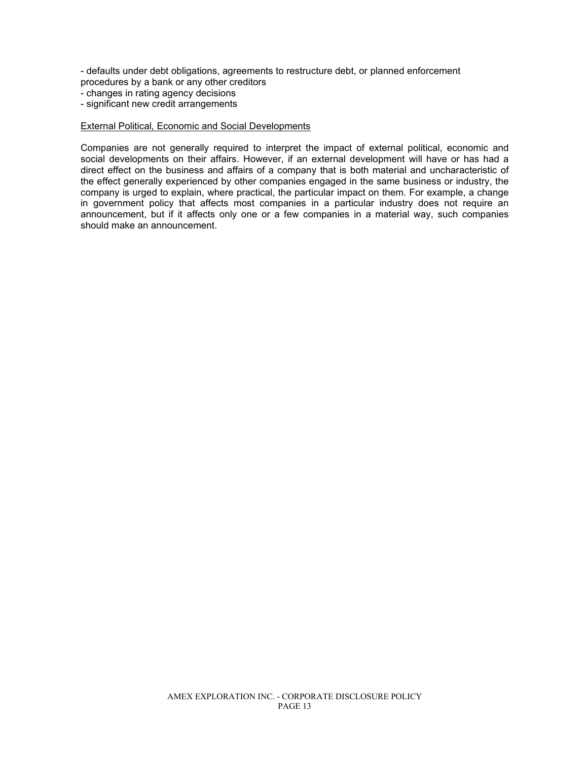- defaults under debt obligations, agreements to restructure debt, or planned enforcement procedures by a bank or any other creditors
- changes in rating agency decisions
- significant new credit arrangements

<u>External Political, Economic and Social Developments</u>

Companies are not generally required to interpret the impact of external political, economic and social developments on their affairs. However, if an external development will have or has had a direct effect on the business and affairs of a company that is both material and uncharacteristic of the effect generally experienced by other companies engaged in the same business or industry, the company is urged to explain, where practical, the particular impact on them. For example, a change in government policy that affects most companies in a particular industry does not require an announcement, but if it affects only one or a few companies in a material way, such companies should make an announcement.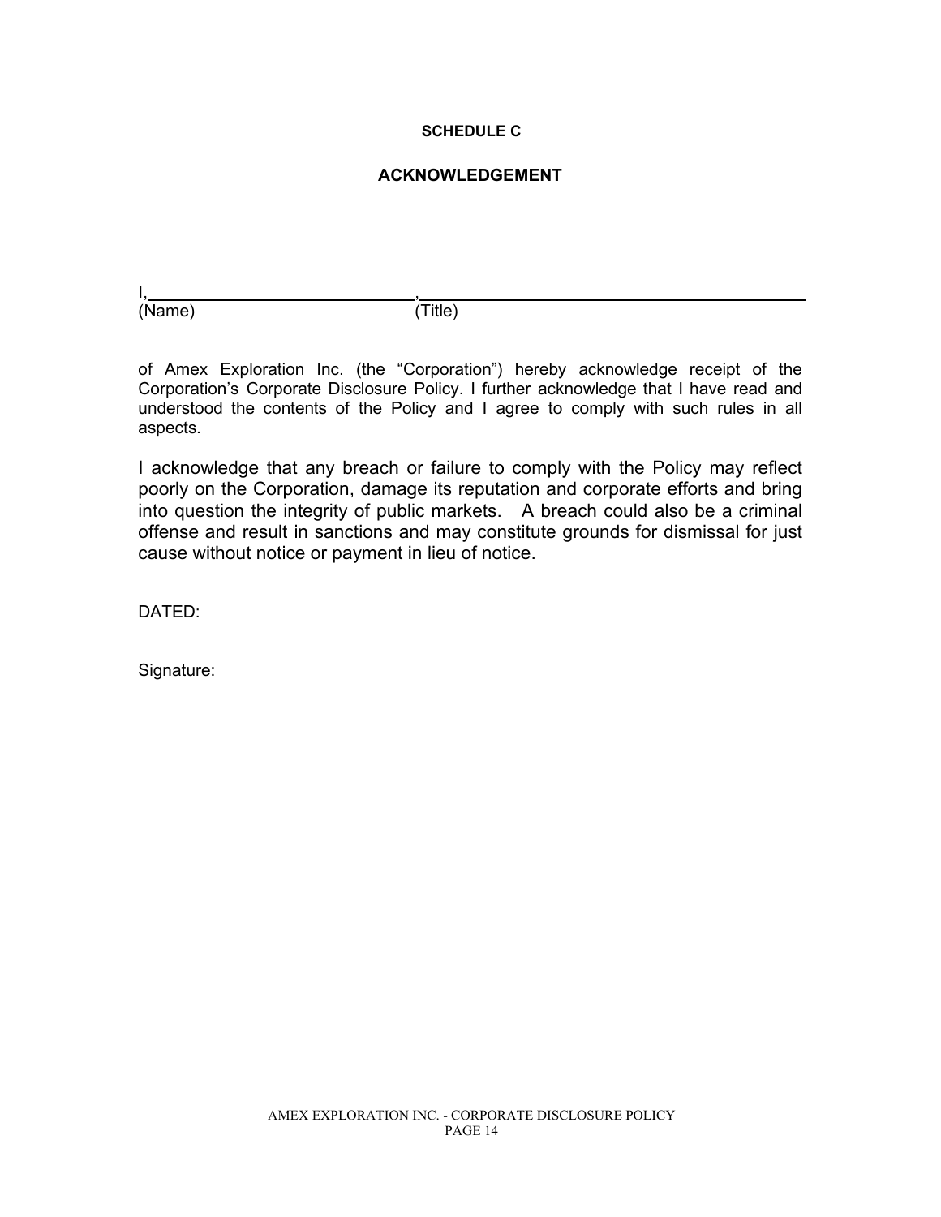**SCHEDULE C**

**ACKNOWLEDGEMENT**

I,______________________________,_____________________________________________
(Name)                                        (Title)

of Amex Exploration Inc. (the "Corporation") hereby acknowledge receipt of the Corporation's Corporate Disclosure Policy. I further acknowledge that I have read and understood the contents of the Policy and I agree to comply with such rules in all aspects.

I acknowledge that any breach or failure to comply with the Policy may reflect poorly on the Corporation, damage its reputation and corporate efforts and bring into question the integrity of public markets. A breach could also be a criminal offense and result in sanctions and may constitute grounds for dismissal for just cause without notice or payment in lieu of notice.

DATED:

Signature: